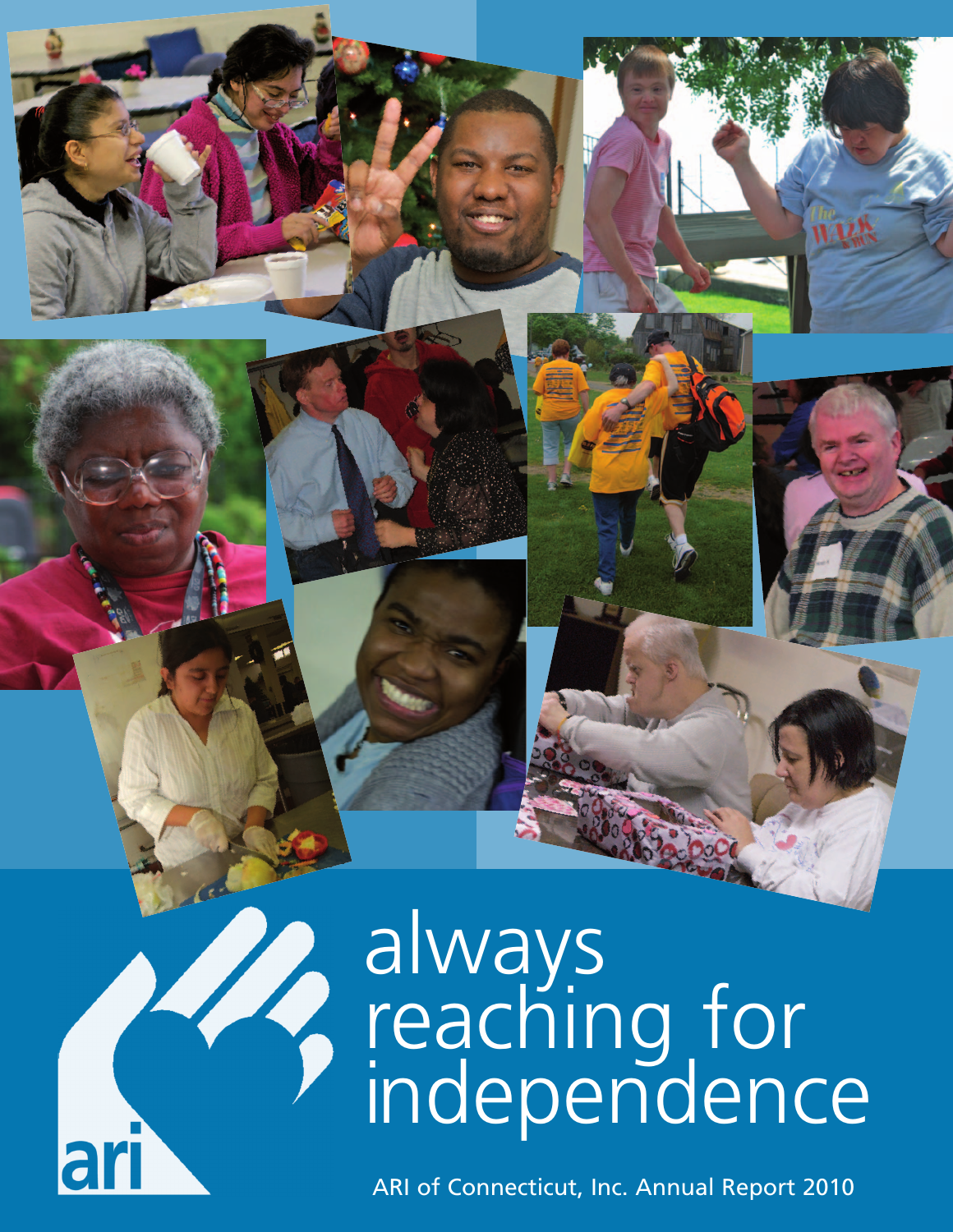# always reaching for independence

ari

ARI of Connecticut, Inc. Annual Report 2010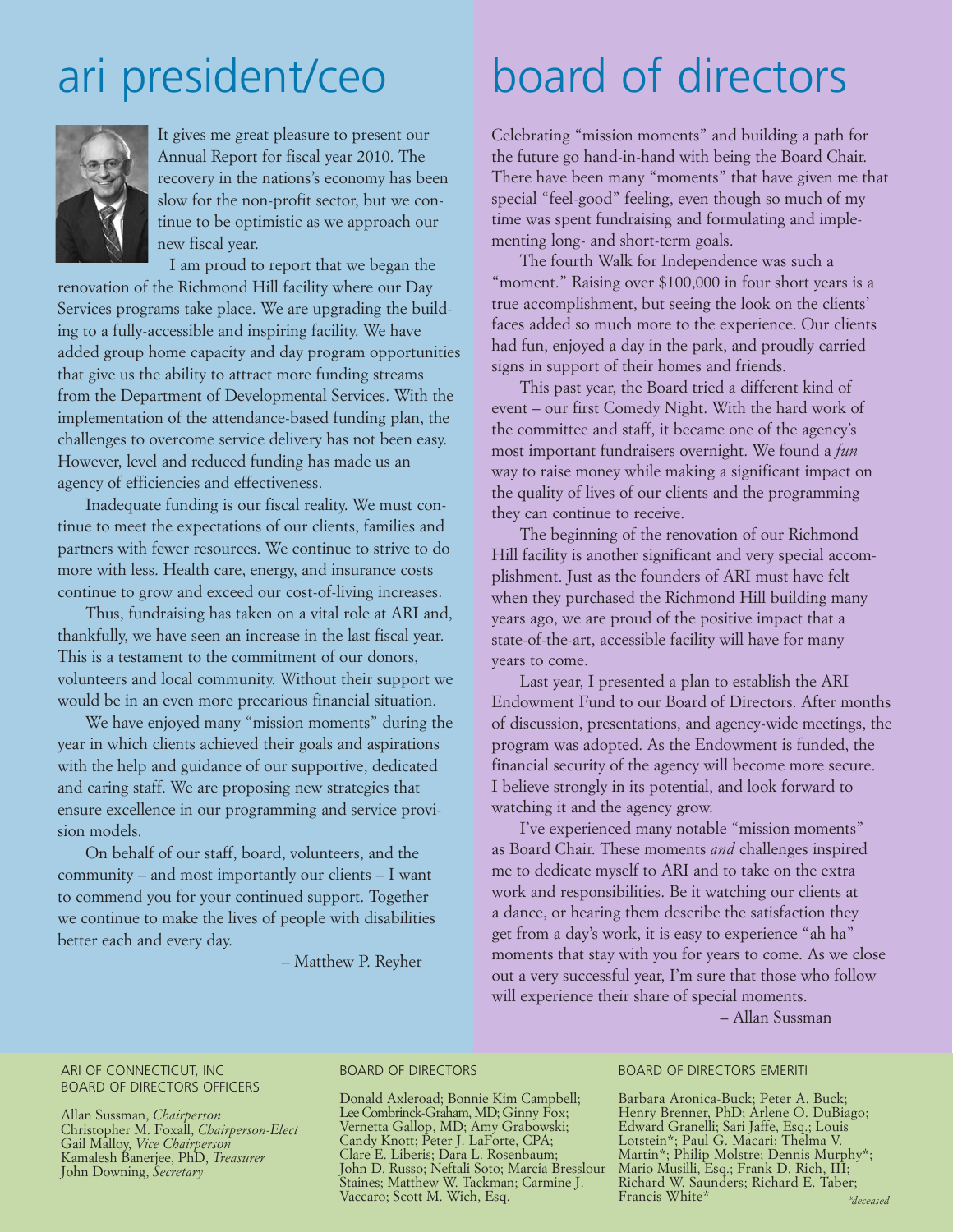# ari president/ceo

It gives me great pleasure to present our Annual Report for fiscal year 2010. The recovery in the nations's economy has been slow for the non-profit sector, but we continue to be optimistic as we approach our new fiscal year.

I am proud to report that we began the renovation of the Richmond Hill facility where our Day Services programs take place. We are upgrading the building to a fully-accessible and inspiring facility. We have added group home capacity and day program opportunities that give us the ability to attract more funding streams from the Department of Developmental Services. With the implementation of the attendance-based funding plan, the challenges to overcome service delivery has not been easy. However, level and reduced funding has made us an agency of efficiencies and effectiveness.

Inadequate funding is our fiscal reality. We must continue to meet the expectations of our clients, families and partners with fewer resources. We continue to strive to do more with less. Health care, energy, and insurance costs continue to grow and exceed our cost-of-living increases.

Thus, fundraising has taken on a vital role at ARI and, thankfully, we have seen an increase in the last fiscal year. This is a testament to the commitment of our donors, volunteers and local community. Without their support we would be in an even more precarious financial situation.

We have enjoyed many "mission moments" during the year in which clients achieved their goals and aspirations with the help and guidance of our supportive, dedicated and caring staff. We are proposing new strategies that ensure excellence in our programming and service provision models.

On behalf of our staff, board, volunteers, and the community – and most importantly our clients – I want to commend you for your continued support. Together we continue to make the lives of people with disabilities better each and every day.

– Matthew P. Reyher

# board of directors

Celebrating "mission moments" and building a path for the future go hand-in-hand with being the Board Chair. There have been many "moments" that have given me that special "feel-good" feeling, even though so much of my time was spent fundraising and formulating and implementing long- and short-term goals.

The fourth Walk for Independence was such a "moment." Raising over $100,000 in four short years is a true accomplishment, but seeing the look on the clients' faces added so much more to the experience. Our clients had fun, enjoyed a day in the park, and proudly carried signs in support of their homes and friends.

This past year, the Board tried a different kind of event – our first Comedy Night. With the hard work of the committee and staff, it became one of the agency's most important fundraisers overnight. We found a *fun* way to raise money while making a significant impact on the quality of lives of our clients and the programming they can continue to receive.

The beginning of the renovation of our Richmond Hill facility is another significant and very special accomplishment. Just as the founders of ARI must have felt when they purchased the Richmond Hill building many years ago, we are proud of the positive impact that a state-of-the-art, accessible facility will have for many years to come.

Last year, I presented a plan to establish the ARI Endowment Fund to our Board of Directors. After months of discussion, presentations, and agency-wide meetings, the program was adopted. As the Endowment is funded, the financial security of the agency will become more secure. I believe strongly in its potential, and look forward to watching it and the agency grow.

I've experienced many notable "mission moments" as Board Chair. These moments *and* challenges inspired me to dedicate myself to ARI and to take on the extra work and responsibilities. Be it watching our clients at a dance, or hearing them describe the satisfaction they get from a day's work, it is easy to experience "ah ha" moments that stay with you for years to come. As we close out a very successful year, I'm sure that those who follow will experience their share of special moments.

– Allan Sussman

ARI OF CONNECTICUT, INC
BOARD OF DIRECTORS OFFICERS

Allan Sussman, *Chairperson*
Christopher M. Foxall, *Chairperson-Elect*
Gail Malloy, *Vice Chairperson*
Kamalesh Banerjee, PhD, *Treasurer*
John Downing, *Secretary*

BOARD OF DIRECTORS

Donald Axleroad; Bonnie Kim Campbell; Lee Combrinck-Graham, MD; Ginny Fox; Vernetta Gallop, MD; Amy Grabowski; Candy Knott; Peter J. LaForte, CPA; Clare E. Liberis; Dara L. Rosenbaum; John D. Russo; Neftali Soto; Marcia Bresslour Staines; Matthew W. Tackman; Carmine J. Vaccaro; Scott M. Wich, Esq.

BOARD OF DIRECTORS EMERITI

Barbara Aronica-Buck; Peter A. Buck; Henry Brenner, PhD; Arlene O. DuBiago; Edward Granelli; Sari Jaffe, Esq.; Louis Lotstein*; Paul G. Macari; Thelma V. Martin*; Philip Molstre; Dennis Murphy*; Mario Musilli, Esq.; Frank D. Rich, III; Richard W. Saunders; Richard E. Taber; Francis White*

*deceased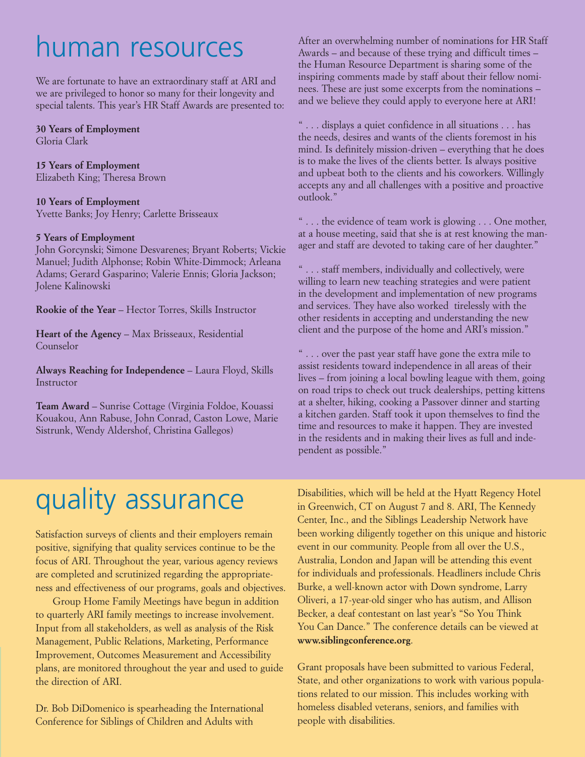# human resources

We are fortunate to have an extraordinary staff at ARI and we are privileged to honor so many for their longevity and special talents. This year's HR Staff Awards are presented to:

**30 Years of Employment**
Gloria Clark

**15 Years of Employment**
Elizabeth King; Theresa Brown

**10 Years of Employment**
Yvette Banks; Joy Henry; Carlette Brisseaux

**5 Years of Employment**
John Gorcynski; Simone Desvarenes; Bryant Roberts; Vickie Manuel; Judith Alphonse; Robin White-Dimmock; Arleana Adams; Gerard Gasparino; Valerie Ennis; Gloria Jackson; Jolene Kalinowski

**Rookie of the Year** – Hector Torres, Skills Instructor

**Heart of the Agency** – Max Brisseaux, Residential Counselor

**Always Reaching for Independence** – Laura Floyd, Skills Instructor

**Team Award** – Sunrise Cottage (Virginia Foldoe, Kouassi Kouakou, Ann Rabuse, John Conrad, Caston Lowe, Marie Sistrunk, Wendy Aldershof, Christina Gallegos)

After an overwhelming number of nominations for HR Staff Awards – and because of these trying and difficult times – the Human Resource Department is sharing some of the inspiring comments made by staff about their fellow nominees. These are just some excerpts from the nominations – and we believe they could apply to everyone here at ARI!

" . . . displays a quiet confidence in all situations . . . has the needs, desires and wants of the clients foremost in his mind. Is definitely mission-driven – everything that he does is to make the lives of the clients better. Is always positive and upbeat both to the clients and his coworkers. Willingly accepts any and all challenges with a positive and proactive outlook."

" . . . the evidence of team work is glowing . . . One mother, at a house meeting, said that she is at rest knowing the manager and staff are devoted to taking care of her daughter."

" . . . staff members, individually and collectively, were willing to learn new teaching strategies and were patient in the development and implementation of new programs and services. They have also worked tirelessly with the other residents in accepting and understanding the new client and the purpose of the home and ARI's mission."

" . . . over the past year staff have gone the extra mile to assist residents toward independence in all areas of their lives – from joining a local bowling league with them, going on road trips to check out truck dealerships, petting kittens at a shelter, hiking, cooking a Passover dinner and starting a kitchen garden. Staff took it upon themselves to find the time and resources to make it happen. They are invested in the residents and in making their lives as full and independent as possible."

# quality assurance

Satisfaction surveys of clients and their employers remain positive, signifying that quality services continue to be the focus of ARI. Throughout the year, various agency reviews are completed and scrutinized regarding the appropriateness and effectiveness of our programs, goals and objectives.

Group Home Family Meetings have begun in addition to quarterly ARI family meetings to increase involvement. Input from all stakeholders, as well as analysis of the Risk Management, Public Relations, Marketing, Performance Improvement, Outcomes Measurement and Accessibility plans, are monitored throughout the year and used to guide the direction of ARI.

Dr. Bob DiDomenico is spearheading the International Conference for Siblings of Children and Adults with Disabilities, which will be held at the Hyatt Regency Hotel in Greenwich, CT on August 7 and 8. ARI, The Kennedy Center, Inc., and the Siblings Leadership Network have been working diligently together on this unique and historic event in our community. People from all over the U.S., Australia, London and Japan will be attending this event for individuals and professionals. Headliners include Chris Burke, a well-known actor with Down syndrome, Larry Oliveri, a 17-year-old singer who has autism, and Allison Becker, a deaf contestant on last year's "So You Think You Can Dance." The conference details can be viewed at **www.siblingconference.org**.

Grant proposals have been submitted to various Federal, State, and other organizations to work with various populations related to our mission. This includes working with homeless disabled veterans, seniors, and families with people with disabilities.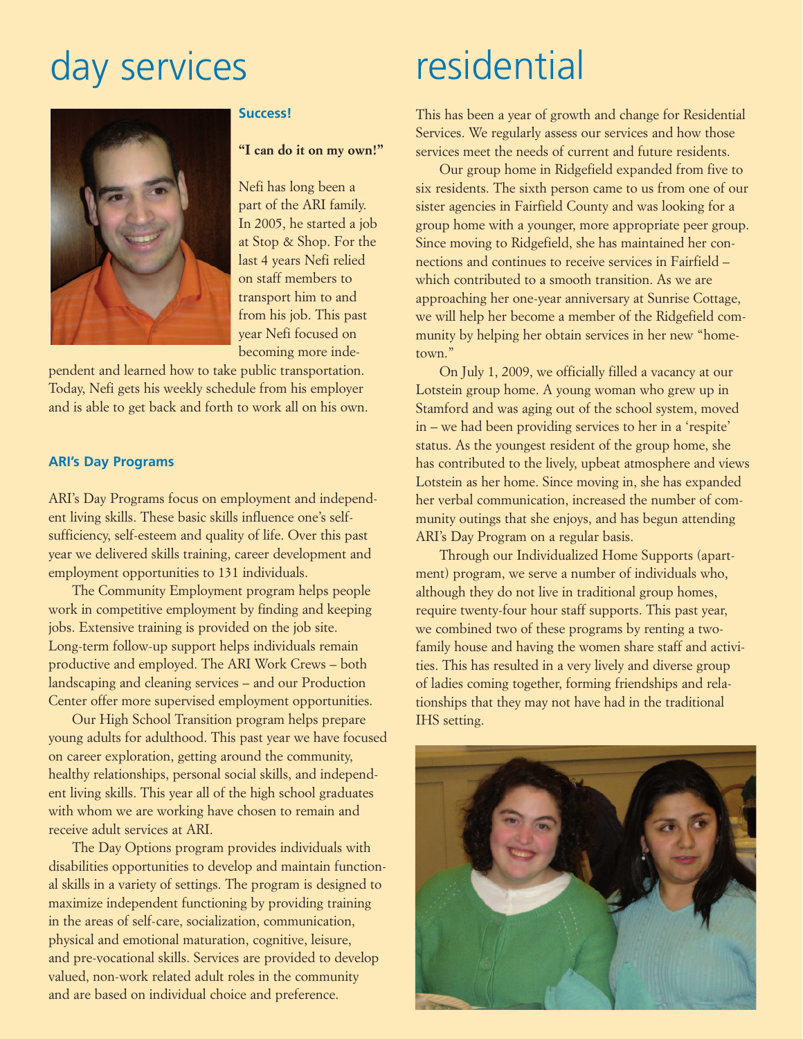# day services

### Success!

**"I can do it on my own!"**

Nefi has long been a part of the ARI family. In 2005, he started a job at Stop & Shop. For the last 4 years Nefi relied on staff members to transport him to and from his job. This past year Nefi focused on becoming more independent and learned how to take public transportation. Today, Nefi gets his weekly schedule from his employer and is able to get back and forth to work all on his own.

### ARI's Day Programs

ARI's Day Programs focus on employment and independent living skills. These basic skills influence one's self-sufficiency, self-esteem and quality of life. Over this past year we delivered skills training, career development and employment opportunities to 131 individuals.

The Community Employment program helps people work in competitive employment by finding and keeping jobs. Extensive training is provided on the job site. Long-term follow-up support helps individuals remain productive and employed. The ARI Work Crews – both landscaping and cleaning services – and our Production Center offer more supervised employment opportunities.

Our High School Transition program helps prepare young adults for adulthood. This past year we have focused on career exploration, getting around the community, healthy relationships, personal social skills, and independent living skills. This year all of the high school graduates with whom we are working have chosen to remain and receive adult services at ARI.

The Day Options program provides individuals with disabilities opportunities to develop and maintain functional skills in a variety of settings. The program is designed to maximize independent functioning by providing training in the areas of self-care, socialization, communication, physical and emotional maturation, cognitive, leisure, and pre-vocational skills. Services are provided to develop valued, non-work related adult roles in the community and are based on individual choice and preference.

# residential

This has been a year of growth and change for Residential Services. We regularly assess our services and how those services meet the needs of current and future residents.

Our group home in Ridgefield expanded from five to six residents. The sixth person came to us from one of our sister agencies in Fairfield County and was looking for a group home with a younger, more appropriate peer group. Since moving to Ridgefield, she has maintained her connections and continues to receive services in Fairfield – which contributed to a smooth transition. As we are approaching her one-year anniversary at Sunrise Cottage, we will help her become a member of the Ridgefield community by helping her obtain services in her new "hometown."

On July 1, 2009, we officially filled a vacancy at our Lotstein group home. A young woman who grew up in Stamford and was aging out of the school system, moved in – we had been providing services to her in a 'respite' status. As the youngest resident of the group home, she has contributed to the lively, upbeat atmosphere and views Lotstein as her home. Since moving in, she has expanded her verbal communication, increased the number of community outings that she enjoys, and has begun attending ARI's Day Program on a regular basis.

Through our Individualized Home Supports (apartment) program, we serve a number of individuals who, although they do not live in traditional group homes, require twenty-four hour staff supports. This past year, we combined two of these programs by renting a two-family house and having the women share staff and activities. This has resulted in a very lively and diverse group of ladies coming together, forming friendships and relationships that they may not have had in the traditional IHS setting.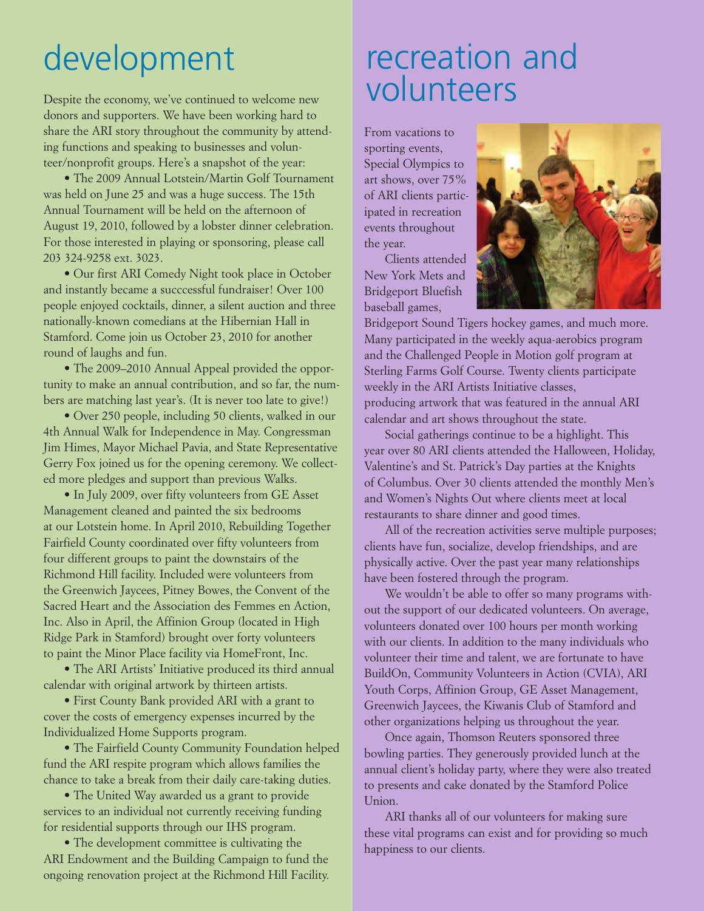# development

Despite the economy, we've continued to welcome new donors and supporters. We have been working hard to share the ARI story throughout the community by attending functions and speaking to businesses and volunteer/nonprofit groups. Here's a snapshot of the year:

• The 2009 Annual Lotstein/Martin Golf Tournament was held on June 25 and was a huge success. The 15th Annual Tournament will be held on the afternoon of August 19, 2010, followed by a lobster dinner celebration. For those interested in playing or sponsoring, please call 203 324-9258 ext. 3023.

• Our first ARI Comedy Night took place in October and instantly became a succcessful fundraiser! Over 100 people enjoyed cocktails, dinner, a silent auction and three nationally-known comedians at the Hibernian Hall in Stamford. Come join us October 23, 2010 for another round of laughs and fun.

• The 2009–2010 Annual Appeal provided the opportunity to make an annual contribution, and so far, the numbers are matching last year's. (It is never too late to give!)

• Over 250 people, including 50 clients, walked in our 4th Annual Walk for Independence in May. Congressman Jim Himes, Mayor Michael Pavia, and State Representative Gerry Fox joined us for the opening ceremony. We collected more pledges and support than previous Walks.

• In July 2009, over fifty volunteers from GE Asset Management cleaned and painted the six bedrooms at our Lotstein home. In April 2010, Rebuilding Together Fairfield County coordinated over fifty volunteers from four different groups to paint the downstairs of the Richmond Hill facility. Included were volunteers from the Greenwich Jaycees, Pitney Bowes, the Convent of the Sacred Heart and the Association des Femmes en Action, Inc. Also in April, the Affinion Group (located in High Ridge Park in Stamford) brought over forty volunteers to paint the Minor Place facility via HomeFront, Inc.

• The ARI Artists' Initiative produced its third annual calendar with original artwork by thirteen artists.

• First County Bank provided ARI with a grant to cover the costs of emergency expenses incurred by the Individualized Home Supports program.

• The Fairfield County Community Foundation helped fund the ARI respite program which allows families the chance to take a break from their daily care-taking duties.

• The United Way awarded us a grant to provide services to an individual not currently receiving funding for residential supports through our IHS program.

• The development committee is cultivating the ARI Endowment and the Building Campaign to fund the ongoing renovation project at the Richmond Hill Facility.

# recreation and volunteers

From vacations to sporting events, Special Olympics to art shows, over 75% of ARI clients participated in recreation events throughout the year.

Clients attended New York Mets and Bridgeport Bluefish baseball games, Bridgeport Sound Tigers hockey games, and much more. Many participated in the weekly aqua-aerobics program and the Challenged People in Motion golf program at Sterling Farms Golf Course. Twenty clients participate weekly in the ARI Artists Initiative classes, producing artwork that was featured in the annual ARI calendar and art shows throughout the state.

Social gatherings continue to be a highlight. This year over 80 ARI clients attended the Halloween, Holiday, Valentine's and St. Patrick's Day parties at the Knights of Columbus. Over 30 clients attended the monthly Men's and Women's Nights Out where clients meet at local restaurants to share dinner and good times.

All of the recreation activities serve multiple purposes; clients have fun, socialize, develop friendships, and are physically active. Over the past year many relationships have been fostered through the program.

We wouldn't be able to offer so many programs without the support of our dedicated volunteers. On average, volunteers donated over 100 hours per month working with our clients. In addition to the many individuals who volunteer their time and talent, we are fortunate to have BuildOn, Community Volunteers in Action (CVIA), ARI Youth Corps, Affinion Group, GE Asset Management, Greenwich Jaycees, the Kiwanis Club of Stamford and other organizations helping us throughout the year.

Once again, Thomson Reuters sponsored three bowling parties. They generously provided lunch at the annual client's holiday party, where they were also treated to presents and cake donated by the Stamford Police Union.

ARI thanks all of our volunteers for making sure these vital programs can exist and for providing so much happiness to our clients.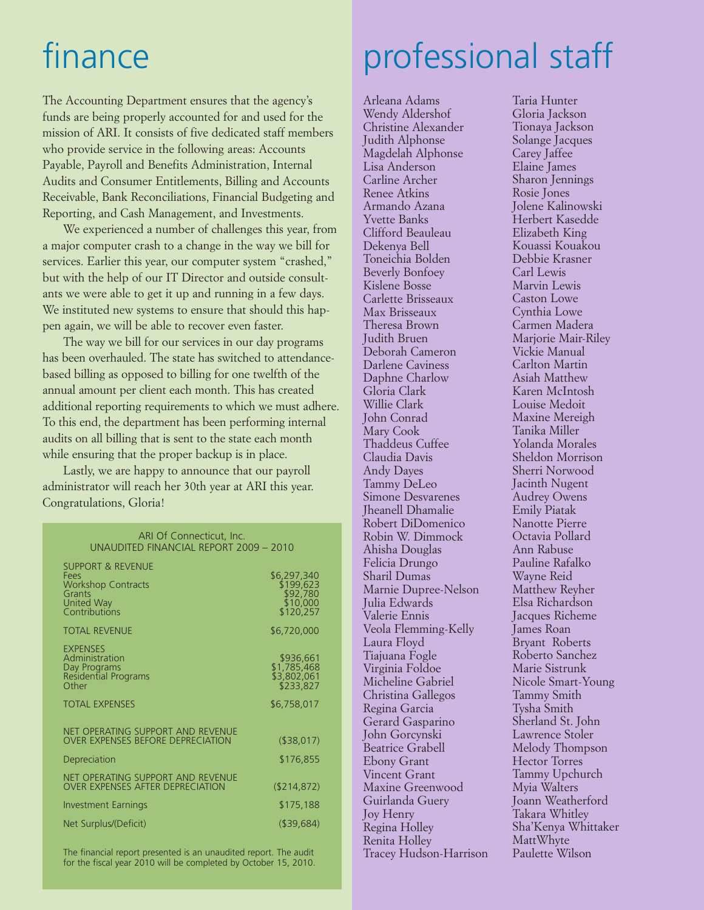# finance

The Accounting Department ensures that the agency's funds are being properly accounted for and used for the mission of ARI. It consists of five dedicated staff members who provide service in the following areas: Accounts Payable, Payroll and Benefits Administration, Internal Audits and Consumer Entitlements, Billing and Accounts Receivable, Bank Reconciliations, Financial Budgeting and Reporting, and Cash Management, and Investments.

We experienced a number of challenges this year, from a major computer crash to a change in the way we bill for services. Earlier this year, our computer system "crashed," but with the help of our IT Director and outside consultants we were able to get it up and running in a few days. We instituted new systems to ensure that should this happen again, we will be able to recover even faster.

The way we bill for our services in our day programs has been overhauled. The state has switched to attendance-based billing as opposed to billing for one twelfth of the annual amount per client each month. This has created additional reporting requirements to which we must adhere. To this end, the department has been performing internal audits on all billing that is sent to the state each month while ensuring that the proper backup is in place.

Lastly, we are happy to announce that our payroll administrator will reach her 30th year at ARI this year. Congratulations, Gloria!

ARI Of Connecticut, Inc.
UNAUDITED FINANCIAL REPORT 2009 – 2010

| | |
|---|---|
| SUPPORT & REVENUE | |
| Fees | $6,297,340 |
| Workshop Contracts | $199,623 |
| Grants | $92,780 |
| United Way | $10,000 |
| Contributions | $120,257 |
| TOTAL REVENUE | $6,720,000 |
| EXPENSES | |
| Administration | $936,661 |
| Day Programs | $1,785,468 |
| Residential Programs | $3,802,061 |
| Other | $233,827 |
| TOTAL EXPENSES | $6,758,017 |
| NET OPERATING SUPPORT AND REVENUE OVER EXPENSES BEFORE DEPRECIATION | ($38,017) |
| Depreciation | $176,855 |
| NET OPERATING SUPPORT AND REVENUE OVER EXPENSES AFTER DEPRECIATION | ($214,872) |
| Investment Earnings | $175,188 |
| Net Surplus/(Deficit) | ($39,684) |

The financial report presented is an unaudited report. The audit for the fiscal year 2010 will be completed by October 15, 2010.

# professional staff

Arleana Adams
Wendy Aldershof
Christine Alexander
Judith Alphonse
Magdelah Alphonse
Lisa Anderson
Carline Archer
Renee Atkins
Armando Azana
Yvette Banks
Clifford Beauleau
Dekenya Bell
Toneichia Bolden
Beverly Bonfoey
Kislene Bosse
Carlette Brisseaux
Max Brisseaux
Theresa Brown
Judith Bruen
Deborah Cameron
Darlene Caviness
Daphne Charlow
Gloria Clark
Willie Clark
John Conrad
Mary Cook
Thaddeus Cuffee
Claudia Davis
Andy Dayes
Tammy DeLeo
Simone Desvarenes
Jheanell Dhamalie
Robert DiDomenico
Robin W. Dimmock
Ahisha Douglas
Felicia Drungo
Sharil Dumas
Marnie Dupree-Nelson
Julia Edwards
Valerie Ennis
Veola Flemming-Kelly
Laura Floyd
Tiajuana Fogle
Virginia Foldoe
Micheline Gabriel
Christina Gallegos
Regina Garcia
Gerard Gasparino
John Gorcynski
Beatrice Grabell
Ebony Grant
Vincent Grant
Maxine Greenwood
Guirlanda Guery
Joy Henry
Regina Holley
Renita Holley
Tracey Hudson-Harrison
Taria Hunter
Gloria Jackson
Tionaya Jackson
Solange Jacques
Carey Jaffee
Elaine James
Sharon Jennings
Rosie Jones
Jolene Kalinowski
Herbert Kasedde
Elizabeth King
Kouassi Kouakou
Debbie Krasner
Carl Lewis
Marvin Lewis
Caston Lowe
Cynthia Lowe
Carmen Madera
Marjorie Mair-Riley
Vickie Manual
Carlton Martin
Asiah Matthew
Karen McIntosh
Louise Medoit
Maxine Mereigh
Tanika Miller
Yolanda Morales
Sheldon Morrison
Sherri Norwood
Jacinth Nugent
Audrey Owens
Emily Piatak
Nanotte Pierre
Octavia Pollard
Ann Rabuse
Pauline Rafalko
Wayne Reid
Matthew Reyher
Elsa Richardson
Jacques Richeme
James Roan
Bryant Roberts
Roberto Sanchez
Marie Sistrunk
Nicole Smart-Young
Tammy Smith
Tysha Smith
Sherland St. John
Lawrence Stoler
Melody Thompson
Hector Torres
Tammy Upchurch
Myia Walters
Joann Weatherford
Takara Whitley
Sha'Kenya Whittaker
MattWhyte
Paulette Wilson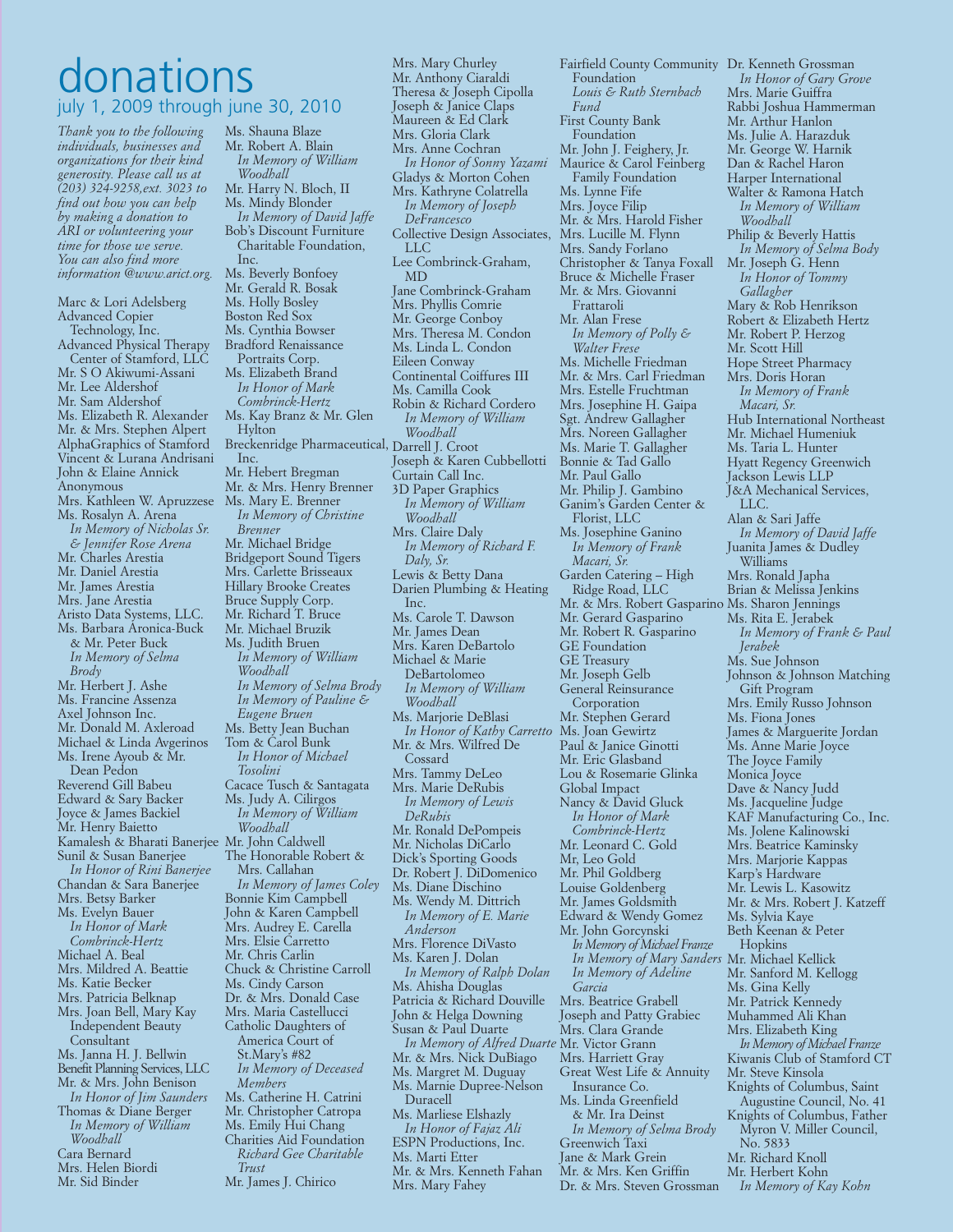# donations

## july 1, 2009 through june 30, 2010

*Thank you to the following individuals, businesses and organizations for their kind generosity. Please call us at (203) 324-9258,ext. 3023 to find out how you can help by making a donation to ARI or volunteering your time for those we serve. You can also find more information @www.arict.org.*

Marc & Lori Adelsberg
Advanced Copier Technology, Inc.
Advanced Physical Therapy Center of Stamford, LLC
Mr. S O Akiwumi-Assani
Mr. Lee Aldershof
Mr. Sam Aldershof
Ms. Elizabeth R. Alexander
Mr. & Mrs. Stephen Alpert
AlphaGraphics of Stamford
Vincent & Lurana Andrisani
John & Elaine Annick
Anonymous
Mrs. Kathleen W. Apruzzese
Ms. Rosalyn A. Arena
*In Memory of Nicholas Sr. & Jennifer Rose Arena*
Mr. Charles Arestia
Mr. Daniel Arestia
Mr. James Arestia
Mrs. Jane Arestia
Aristo Data Systems, LLC.
Ms. Barbara Aronica-Buck & Mr. Peter Buck
*In Memory of Selma Brody*
Mr. Herbert J. Ashe
Ms. Francine Assenza
Axel Johnson Inc.
Mr. Donald M. Axleroad
Michael & Linda Avgerinos
Ms. Irene Ayoub & Mr. Dean Pedon
Reverend Gill Babeu
Edward & Sary Backer
Joyce & James Backiel
Mr. Henry Baietto
Kamalesh & Bharati Banerjee
Sunil & Susan Banerjee
*In Honor of Rini Banerjee*
Chandan & Sara Banerjee
Mrs. Betsy Barker
Ms. Evelyn Bauer
*In Honor of Mark Combrinck-Hertz*
Michael A. Beal
Mrs. Mildred A. Beattie
Ms. Katie Becker
Mrs. Patricia Belknap
Mrs. Joan Bell, Mary Kay Independent Beauty Consultant
Ms. Janna H. J. Bellwin
Benefit Planning Services, LLC
Mr. & Mrs. John Benison
*In Honor of Jim Saunders*
Thomas & Diane Berger
*In Memory of William Woodhall*
Cara Bernard
Mrs. Helen Biordi
Mr. Sid Binder
Ms. Shauna Blaze
Mr. Robert A. Blain
*In Memory of William Woodhall*
Mr. Harry N. Bloch, II
Ms. Mindy Blonder
*In Memory of David Jaffe*
Bob's Discount Furniture Charitable Foundation, Inc.
Ms. Beverly Bonfoey
Mr. Gerald R. Bosak
Ms. Holly Bosley
Boston Red Sox
Ms. Cynthia Bowser
Bradford Renaissance Portraits Corp.
Ms. Elizabeth Brand
*In Honor of Mark Combrinck-Hertz*
Ms. Kay Branz & Mr. Glen Hylton
Breckenridge Pharmaceutical, Inc.
Mr. Hebert Bregman
Mr. & Mrs. Henry Brenner
Ms. Mary E. Brenner
*In Memory of Christine Brenner*
Mr. Michael Bridge
Bridgeport Sound Tigers
Mrs. Carlette Brisseaux
Hillary Brooke Creates
Bruce Supply Corp.
Mr. Richard T. Bruce
Mr. Michael Bruzik
Ms. Judith Bruen
*In Memory of William Woodhall*
*In Memory of Selma Brody*
*In Memory of Pauline & Eugene Bruen*
Ms. Betty Jean Buchan
Tom & Carol Bunk
*In Honor of Michael Tosolini*
Cacace Tusch & Santagata
Ms. Judy A. Cilirgos
*In Memory of William Woodhall*
Mr. John Caldwell
The Honorable Robert & Mrs. Callahan
*In Memory of James Coley*
Bonnie Kim Campbell
John & Karen Campbell
Mrs. Audrey E. Carella
Mrs. Elsie Carretto
Mr. Chris Carlin
Chuck & Christine Carroll
Ms. Cindy Carson
Dr. & Mrs. Donald Case
Mrs. Maria Castellucci
Catholic Daughters of America Court of St.Mary's #82
*In Memory of Deceased Members*
Ms. Catherine H. Catrini
Mr. Christopher Catropa
Ms. Emily Hui Chang
Charities Aid Foundation
*Richard Gee Charitable Trust*
Mr. James J. Chirico
Mrs. Mary Churley
Mr. Anthony Ciaraldi
Theresa & Joseph Cipolla
Joseph & Janice Claps
Maureen & Ed Clark
Mrs. Gloria Clark
Mrs. Anne Cochran
*In Honor of Sonny Yazami*
Gladys & Morton Cohen
Mrs. Kathryne Colatrella
*In Memory of Joseph DeFrancesco*
Collective Design Associates, LLC
Lee Combrinck-Graham, MD
Jane Combrinck-Graham
Mrs. Phyllis Comrie
Mr. George Conboy
Mrs. Theresa M. Condon
Ms. Linda L. Condon
Eileen Conway
Continental Coiffures III
Ms. Camilla Cook
Robin & Richard Cordero
*In Memory of William Woodhall*
Darrell J. Croot
Joseph & Karen Cubbellotti
Curtain Call Inc.
3D Paper Graphics
*In Memory of William Woodhall*
Mrs. Claire Daly
*In Memory of Richard F. Daly, Sr.*
Lewis & Betty Dana
Darien Plumbing & Heating Inc.
Ms. Carole T. Dawson
Mr. James Dean
Mrs. Karen DeBartolo
Michael & Marie DeBartolomeo
*In Memory of William Woodhall*
Ms. Marjorie DeBlasi
*In Honor of Kathy Carretto*
Mr. & Mrs. Wilfred De Cossard
Mrs. Tammy DeLeo
Mrs. Marie DeRubis
*In Memory of Lewis DeRubis*
Mr. Ronald DePompeis
Mr. Nicholas DiCarlo
Dick's Sporting Goods
Dr. Robert J. DiDomenico
Ms. Diane Dischino
Ms. Wendy M. Dittrich
*In Memory of E. Marie Anderson*
Mrs. Florence DiVasto
Ms. Karen J. Dolan
*In Memory of Ralph Dolan*
Ms. Ahisha Douglas
Patricia & Richard Douville
John & Helga Downing
Susan & Paul Duarte
*In Memory of Alfred Duarte*
Mr. & Mrs. Nick DuBiago
Ms. Margret M. Duguay
Ms. Marnie Dupree-Nelson Duracell
Ms. Marliese Elshazly
*In Honor of Fajaz Ali*
ESPN Productions, Inc.
Ms. Marti Etter
Mr. & Mrs. Kenneth Fahan
Mrs. Mary Fahey
Fairfield County Community Foundation
*Louis & Ruth Sternbach Fund*
First County Bank Foundation
Mr. John J. Feighery, Jr.
Maurice & Carol Feinberg Family Foundation
Ms. Lynne Fife
Mrs. Joyce Filip
Mr. & Mrs. Harold Fisher
Mrs. Lucille M. Flynn
Mrs. Sandy Forlano
Christopher & Tanya Foxall
Bruce & Michelle Fraser
Mr. & Mrs. Giovanni Frattaroli
Mr. Alan Frese
*In Memory of Polly & Walter Frese*
Ms. Michelle Friedman
Mr. & Mrs. Carl Friedman
Mrs. Estelle Fruchtman
Mrs. Josephine H. Gaipa
Sgt. Andrew Gallagher
Mrs. Noreen Gallagher
Ms. Marie T. Gallagher
Bonnie & Tad Gallo
Mr. Paul Gallo
Mr. Philip J. Gambino
Ganim's Garden Center & Florist, LLC
Ms. Josephine Ganino
*In Memory of Frank Macari, Sr.*
Garden Catering – High Ridge Road, LLC
Mr. & Mrs. Robert Gasparino
Mr. Gerard Gasparino
Mr. Robert R. Gasparino
GE Foundation
GE Treasury
Mr. Joseph Gelb
General Reinsurance Corporation
Mr. Stephen Gerard
Ms. Joan Gewirtz
Paul & Janice Ginotti
Mr. Eric Glasband
Lou & Rosemarie Glinka
Global Impact
Nancy & David Gluck
*In Honor of Mark Combrinck-Hertz*
Mr. Leonard C. Gold
Mr, Leo Gold
Mr. Phil Goldberg
Louise Goldenberg
Mr. James Goldsmith
Edward & Wendy Gomez
Mr. John Gorcynski
*In Memory of Michael Franze*
*In Memory of Mary Sanders*
*In Memory of Adeline Garcia*
Mrs. Beatrice Grabell
Joseph and Patty Grabiec
Mrs. Clara Grande
Mr. Victor Grann
Mrs. Harriett Gray
Great West Life & Annuity Insurance Co.
Ms. Linda Greenfield & Mr. Ira Deinst
*In Memory of Selma Brody*
Greenwich Taxi
Jane & Mark Grein
Mr. & Mrs. Ken Griffin
Dr. & Mrs. Steven Grossman
Dr. Kenneth Grossman
*In Honor of Gary Grove*
Mrs. Marie Guiffra
Rabbi Joshua Hammerman
Mr. Arthur Hanlon
Ms. Julie A. Harazduk
Mr. George W. Harnik
Dan & Rachel Haron
Harper International
Walter & Ramona Hatch
*In Memory of William Woodhall*
Philip & Beverly Hattis
*In Memory of Selma Body*
Mr. Joseph G. Henn
*In Honor of Tommy Gallagher*
Mary & Rob Henrikson
Robert & Elizabeth Hertz
Mr. Robert P. Herzog
Mr. Scott Hill
Hope Street Pharmacy
Mrs. Doris Horan
*In Memory of Frank Macari, Sr.*
Hub International Northeast
Mr. Michael Humeniuk
Ms. Taria L. Hunter
Hyatt Regency Greenwich
Jackson Lewis LLP
J&A Mechanical Services, LLC.
Alan & Sari Jaffe
*In Memory of David Jaffe*
Juanita James & Dudley Williams
Mrs. Ronald Japha
Brian & Melissa Jenkins
Ms. Sharon Jennings
Ms. Rita E. Jerabek
*In Memory of Frank & Paul Jerabek*
Ms. Sue Johnson
Johnson & Johnson Matching Gift Program
Mrs. Emily Russo Johnson
Ms. Fiona Jones
James & Marguerite Jordan
Ms. Anne Marie Joyce
The Joyce Family
Monica Joyce
Dave & Nancy Judd
Ms. Jacqueline Judge
KAF Manufacturing Co., Inc.
Ms. Jolene Kalinowski
Mrs. Beatrice Kaminsky
Mrs. Marjorie Kappas
Karp's Hardware
Mr. Lewis L. Kasowitz
Mr. & Mrs. Robert J. Katzeff
Ms. Sylvia Kaye
Beth Keenan & Peter Hopkins
Mr. Michael Kellick
Mr. Sanford M. Kellogg
Ms. Gina Kelly
Mr. Patrick Kennedy
Muhammed Ali Khan
Mrs. Elizabeth King
*In Memory of Michael Franze*
Kiwanis Club of Stamford CT
Mr. Steve Kinsola
Knights of Columbus, Saint Augustine Council, No. 41
Knights of Columbus, Father Myron V. Miller Council, No. 5833
Mr. Richard Knoll
Mr. Herbert Kohn
*In Memory of Kay Kohn*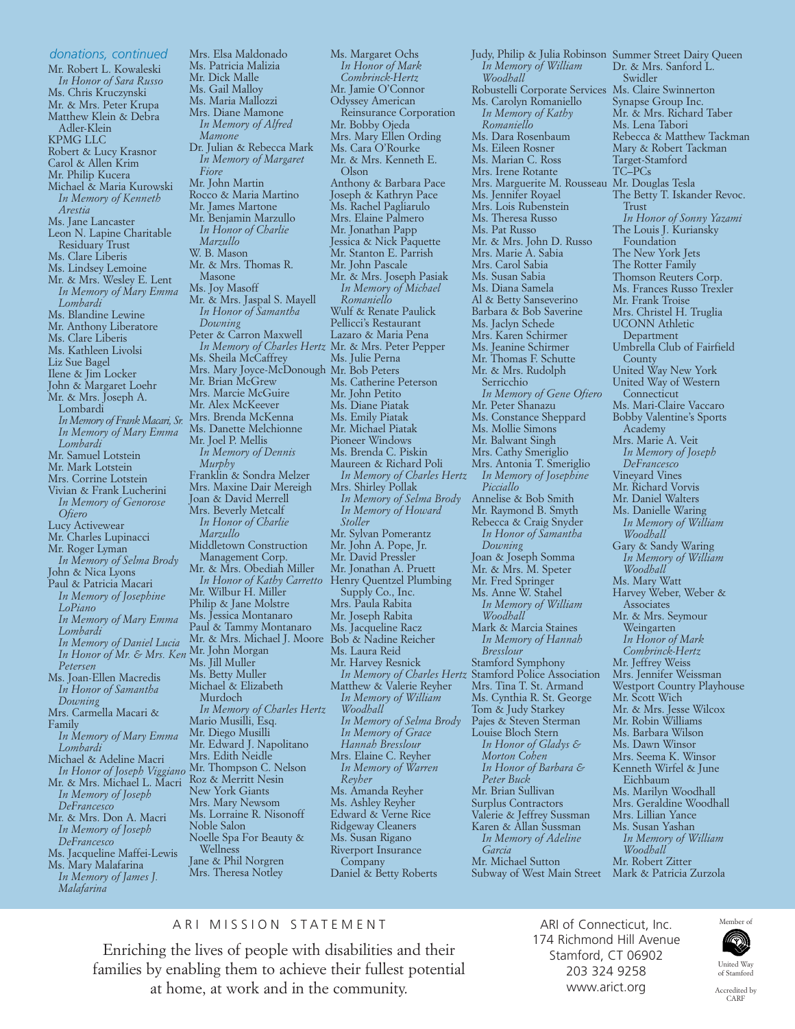*donations, continued*

Mr. Robert L. Kowaleski
*In Honor of Sara Russo*
Ms. Chris Kruczynski
Mr. & Mrs. Peter Krupa
Matthew Klein & Debra Adler-Klein
KPMG LLC
Robert & Lucy Krasnor
Carol & Allen Krim
Mr. Philip Kucera
Michael & Maria Kurowski
*In Memory of Kenneth Arestia*
Ms. Jane Lancaster
Leon N. Lapine Charitable Residuary Trust
Ms. Clare Liberis
Ms. Lindsey Lemoine
Mr. & Mrs. Wesley E. Lent
*In Memory of Mary Emma Lombardi*
Ms. Blandine Lewine
Mr. Anthony Liberatore
Ms. Clare Liberis
Ms. Kathleen Livolsi
Liz Sue Bagel
Ilene & Jim Locker
John & Margaret Loehr
Mr. & Mrs. Joseph A. Lombardi
*In Memory of Frank Macari, Sr.*
*In Memory of Mary Emma Lombardi*
Mr. Samuel Lotstein
Mr. Mark Lotstein
Mrs. Corrine Lotstein
Vivian & Frank Lucherini
*In Memory of Genorose Ofiero*
Lucy Activewear
Mr. Charles Lupinacci
Mr. Roger Lyman
*In Memory of Selma Brody*
John & Nica Lyons
Paul & Patricia Macari
*In Memory of Josephine LoPiano*
*In Memory of Mary Emma Lombardi*
*In Memory of Daniel Lucia*
*In Honor of Mr. & Mrs. Ken Petersen*
Ms. Joan-Ellen Macredis
*In Honor of Samantha Downing*
Mrs. Carmella Macari & Family
*In Memory of Mary Emma Lombardi*
Michael & Adeline Macri
*In Honor of Joseph Viggiano*
Mr. & Mrs. Michael L. Macri
*In Memory of Joseph DeFrancesco*
Mr. & Mrs. Don A. Macri
*In Memory of Joseph DeFrancesco*
Ms. Jacqueline Maffei-Lewis
Ms. Mary Malafarina
*In Memory of James J. Malafarina*
Mrs. Elsa Maldonado
Ms. Patricia Malizia
Mr. Dick Malle
Ms. Gail Malloy
Ms. Maria Mallozzi
Mrs. Diane Mamone
*In Memory of Alfred Mamone*
Dr. Julian & Rebecca Mark
*In Memory of Margaret Fiore*
Mr. John Martin
Rocco & Maria Martino
Mr. James Martone
Mr. Benjamin Marzullo
*In Honor of Charlie Marzullo*
W. B. Mason
Mr. & Mrs. Thomas R. Masone
Ms. Joy Masoff
Mr. & Mrs. Jaspal S. Mayell
*In Honor of Samantha Downing*
Peter & Carron Maxwell
*In Memory of Charles Hertz*
Ms. Sheila McCaffrey
Mrs. Mary Joyce-McDonough
Mr. Brian McGrew
Mrs. Marcie McGuire
Mr. Alex McKeever
Mrs. Brenda McKenna
Ms. Danette Melchionne
Mr. Joel P. Mellis
*In Memory of Dennis Murphy*
Franklin & Sondra Melzer
Mrs. Maxine Dair Mereigh
Joan & David Merrell
Mrs. Beverly Metcalf
*In Honor of Charlie Marzullo*
Middletown Construction Management Corp.
Mr. & Mrs. Obediah Miller
*In Honor of Kathy Carretto*
Mr. Wilbur H. Miller
Philip & Jane Molstre
Ms. Jessica Montanaro
Paul & Tammy Montanaro
Mr. & Mrs. Michael J. Moore
Mr. John Morgan
Ms. Jill Muller
Ms. Betty Muller
Michael & Elizabeth Murdoch
*In Memory of Charles Hertz*
Mario Musilli, Esq.
Mr. Diego Musilli
Mr. Edward J. Napolitano
Mrs. Edith Neidle
Mr. Thompson C. Nelson
Roz & Merritt Nesin
New York Giants
Mrs. Mary Newsom
Ms. Lorraine R. Nisonoff
Noble Salon
Noelle Spa For Beauty & Wellness
Jane & Phil Norgren
Mrs. Theresa Notley
Ms. Margaret Ochs
*In Honor of Mark Combrinck-Hertz*
Mr. Jamie O'Connor
Odyssey American Reinsurance Corporation
Mr. Bobby Ojeda
Mrs. Mary Ellen Ording
Ms. Cara O'Rourke
Mr. & Mrs. Kenneth E. Olson
Anthony & Barbara Pace
Joseph & Kathryn Pace
Ms. Rachel Pagliarulo
Mrs. Elaine Palmero
Mr. Jonathan Papp
Jessica & Nick Paquette
Mr. Stanton E. Parrish
Mr. John Pascale
Mr. & Mrs. Joseph Pasiak
*In Memory of Michael Romaniello*
Wulf & Renate Paulick
Pellicci's Restaurant
Lazaro & Maria Pena
Mr. & Mrs. Peter Pepper
Ms. Julie Perna
Mr. Bob Peters
Ms. Catherine Peterson
Mr. John Petito
Ms. Diane Piatak
Ms. Emily Piatak
Mr. Michael Piatak
Pioneer Windows
Ms. Brenda C. Piskin
Maureen & Richard Poli
*In Memory of Charles Hertz*
Mrs. Shirley Pollak
*In Memory of Selma Brody*
*In Memory of Howard Stoller*
Mr. Sylvan Pomerantz
Mr. John A. Pope, Jr.
Mr. David Pressler
Mr. Jonathan A. Pruett
Henry Quentzel Plumbing Supply Co., Inc.
Mrs. Paula Rabita
Mr. Joseph Rabita
Ms. Jacqueline Racz
Bob & Nadine Reicher
Ms. Laura Reid
Mr. Harvey Resnick
*In Memory of Charles Hertz*
Matthew & Valerie Reyher
*In Memory of William Woodhall*
*In Memory of Selma Brody*
*In Memory of Grace Hannah Bresslour*
Mrs. Elaine C. Reyher
*In Memory of Warren Reyher*
Ms. Amanda Reyher
Ms. Ashley Reyher
Edward & Verne Rice
Ridgeway Cleaners
Ms. Susan Rigano
Riverport Insurance Company
Daniel & Betty Roberts
Judy, Philip & Julia Robinson
*In Memory of William Woodhall*
Robustelli Corporate Services
Ms. Carolyn Romaniello
*In Memory of Kathy Romaniello*
Ms. Dara Rosenbaum
Ms. Eileen Rosner
Ms. Marian C. Ross
Mrs. Irene Rotante
Mrs. Marguerite M. Rousseau
Ms. Jennifer Royael
Mrs. Lois Rubenstein
Ms. Theresa Russo
Ms. Pat Russo
Mr. & Mrs. John D. Russo
Mrs. Marie A. Sabia
Mrs. Carol Sabia
Ms. Susan Sabia
Ms. Diana Samela
Al & Betty Sanseverino
Barbara & Bob Saverine
Ms. Jaclyn Schede
Mrs. Karen Schirmer
Ms. Jeanine Schirmer
Mr. Thomas F. Schutte
Mr. & Mrs. Rudolph Serricchio
*In Memory of Gene Ofiero*
Mr. Peter Shanazu
Ms. Constance Sheppard
Ms. Mollie Simons
Mr. Balwant Singh
Mrs. Cathy Smeriglio
Mrs. Antonia T. Smeriglio
*In Memory of Josephine Picciallo*
Annelise & Bob Smith
Mr. Raymond B. Smyth
Rebecca & Craig Snyder
*In Honor of Samantha Downing*
Joan & Joseph Somma
Mr. & Mrs. M. Speter
Mr. Fred Springer
Ms. Anne W. Stahel
*In Memory of William Woodhall*
Mark & Marcia Staines
*In Memory of Hannah Bresslour*
Stamford Symphony
Stamford Police Association
Mrs. Tina T. St. Armand
Ms. Cynthia R. St. George
Tom & Judy Starkey
Pajes & Steven Sterman
Louise Bloch Stern
*In Honor of Gladys & Morton Cohen*
*In Honor of Barbara & Peter Buck*
Mr. Brian Sullivan
Surplus Contractors
Valerie & Jeffrey Sussman
Karen & Allan Sussman
*In Memory of Adeline Garcia*
Mr. Michael Sutton
Subway of West Main Street
Summer Street Dairy Queen
Dr. & Mrs. Sanford L. Swidler
Ms. Claire Swinnerton
Synapse Group Inc.
Mr. & Mrs. Richard Taber
Ms. Lena Tabori
Rebecca & Matthew Tackman
Mary & Robert Tackman
Target-Stamford
TC–PCs
Mr. Douglas Tesla
The Betty T. Iskander Revoc. Trust
*In Honor of Sonny Yazami*
The Louis J. Kuriansky Foundation
The New York Jets
The Rotter Family
Thomson Reuters Corp.
Ms. Frances Russo Trexler
Mr. Frank Troise
Mrs. Christel H. Truglia
UCONN Athletic Department
Umbrella Club of Fairfield County
United Way New York
United Way of Western Connecticut
Ms. Mari-Claire Vaccaro
Bobby Valentine's Sports Academy
Mrs. Marie A. Veit
*In Memory of Joseph DeFrancesco*
Vineyard Vines
Mr. Richard Vorvis
Mr. Daniel Walters
Ms. Danielle Waring
*In Memory of William Woodhall*
Gary & Sandy Waring
*In Memory of William Woodhall*
Ms. Mary Watt
Harvey Weber, Weber & Associates
Mr. & Mrs. Seymour Weingarten
*In Honor of Mark Combrinck-Hertz*
Mr. Jeffrey Weiss
Mrs. Jennifer Weissman
Westport Country Playhouse
Mr. Scott Wich
Mr. & Mrs. Jesse Wilcox
Mr. Robin Williams
Ms. Barbara Wilson
Ms. Dawn Winsor
Mrs. Seema K. Winsor
Kenneth Wirfel & June Eichbaum
Ms. Marilyn Woodhall
Mrs. Geraldine Woodhall
Mrs. Lillian Yance
Ms. Susan Yashan
*In Memory of William Woodhall*
Mr. Robert Zitter
Mark & Patricia Zurzola

ARI MISSION STATEMENT

Enriching the lives of people with disabilities and their families by enabling them to achieve their fullest potential at home, at work and in the community.

ARI of Connecticut, Inc.
174 Richmond Hill Avenue
Stamford, CT 06902
203 324 9258
www.arict.org

Member of United Way of Stamford

Accredited by CARF